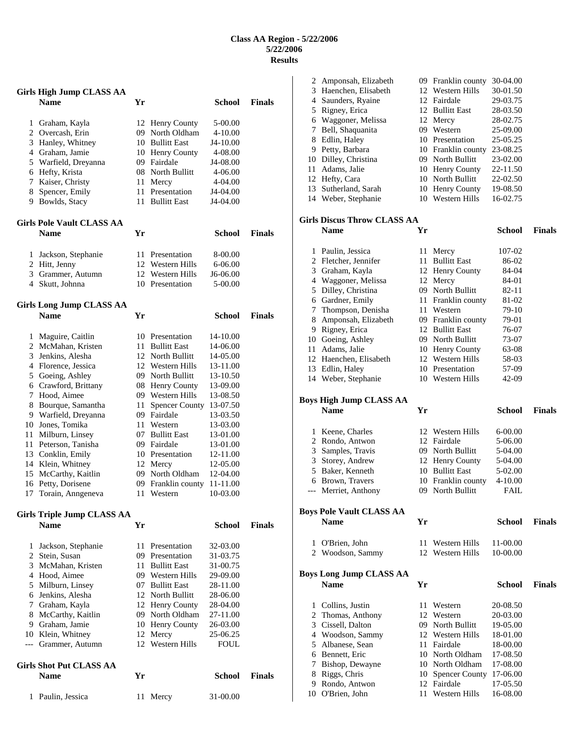# Class AA Region - 5/22/2006
## 5/22/2006
## Results

### Girls High Jump CLASS AA

| | Name | Yr | School | Finals |
|---|---|---|---|---|
| 1 | Graham, Kayla | 12 | Henry County | 5-00.00 |
| 2 | Overcash, Erin | 09 | North Oldham | 4-10.00 |
| 3 | Hanley, Whitney | 10 | Bullitt East | J4-10.00 |
| 4 | Graham, Jamie | 10 | Henry County | 4-08.00 |
| 5 | Warfield, Dreyanna | 09 | Fairdale | J4-08.00 |
| 6 | Hefty, Krista | 08 | North Bullitt | 4-06.00 |
| 7 | Kaiser, Christy | 11 | Mercy | 4-04.00 |
| 8 | Spencer, Emily | 11 | Presentation | J4-04.00 |
| 9 | Bowlds, Stacy | 11 | Bullitt East | J4-04.00 |

### Girls Pole Vault CLASS AA

| | Name | Yr | School | Finals |
|---|---|---|---|---|
| 1 | Jackson, Stephanie | 11 | Presentation | 8-00.00 |
| 2 | Hitt, Jenny | 12 | Western Hills | 6-06.00 |
| 3 | Grammer, Autumn | 12 | Western Hills | J6-06.00 |
| 4 | Skutt, Johnna | 10 | Presentation | 5-00.00 |

### Girls Long Jump CLASS AA

| | Name | Yr | School | Finals |
|---|---|---|---|---|
| 1 | Maguire, Caitlin | 10 | Presentation | 14-10.00 |
| 2 | McMahan, Kristen | 11 | Bullitt East | 14-06.00 |
| 3 | Jenkins, Alesha | 12 | North Bullitt | 14-05.00 |
| 4 | Florence, Jessica | 12 | Western Hills | 13-11.00 |
| 5 | Goeing, Ashley | 09 | North Bullitt | 13-10.50 |
| 6 | Crawford, Brittany | 08 | Henry County | 13-09.00 |
| 7 | Hood, Aimee | 09 | Western Hills | 13-08.50 |
| 8 | Bourque, Samantha | 11 | Spencer County | 13-07.50 |
| 9 | Warfield, Dreyanna | 09 | Fairdale | 13-03.50 |
| 10 | Jones, Tomika | 11 | Western | 13-03.00 |
| 11 | Milburn, Linsey | 07 | Bullitt East | 13-01.00 |
| 11 | Peterson, Tanisha | 09 | Fairdale | 13-01.00 |
| 13 | Conklin, Emily | 10 | Presentation | 12-11.00 |
| 14 | Klein, Whitney | 12 | Mercy | 12-05.00 |
| 15 | McCarthy, Kaitlin | 09 | North Oldham | 12-04.00 |
| 16 | Petty, Dorisene | 09 | Franklin county | 11-11.00 |
| 17 | Torain, Anngeneva | 11 | Western | 10-03.00 |

### Girls Triple Jump CLASS AA

| | Name | Yr | School | Finals |
|---|---|---|---|---|
| 1 | Jackson, Stephanie | 11 | Presentation | 32-03.00 |
| 2 | Stein, Susan | 09 | Presentation | 31-03.75 |
| 3 | McMahan, Kristen | 11 | Bullitt East | 31-00.75 |
| 4 | Hood, Aimee | 09 | Western Hills | 29-09.00 |
| 5 | Milburn, Linsey | 07 | Bullitt East | 28-11.00 |
| 6 | Jenkins, Alesha | 12 | North Bullitt | 28-06.00 |
| 7 | Graham, Kayla | 12 | Henry County | 28-04.00 |
| 8 | McCarthy, Kaitlin | 09 | North Oldham | 27-11.00 |
| 9 | Graham, Jamie | 10 | Henry County | 26-03.00 |
| 10 | Klein, Whitney | 12 | Mercy | 25-06.25 |
| --- | Grammer, Autumn | 12 | Western Hills | FOUL |

### Girls Shot Put CLASS AA

| | Name | Yr | School | Finals |
|---|---|---|---|---|
| 1 | Paulin, Jessica | 11 | Mercy | 31-00.00 |
| 2 | Amponsah, Elizabeth | 09 | Franklin county | 30-04.00 |
| 3 | Haenchen, Elisabeth | 12 | Western Hills | 30-01.50 |
| 4 | Saunders, Ryaine | 12 | Fairdale | 29-03.75 |
| 5 | Rigney, Erica | 12 | Bullitt East | 28-03.50 |
| 6 | Waggoner, Melissa | 12 | Mercy | 28-02.75 |
| 7 | Bell, Shaquanita | 09 | Western | 25-09.00 |
| 8 | Edlin, Haley | 10 | Presentation | 25-05.25 |
| 9 | Petty, Barbara | 10 | Franklin county | 23-08.25 |
| 10 | Dilley, Christina | 09 | North Bullitt | 23-02.00 |
| 11 | Adams, Jalie | 10 | Henry County | 22-11.50 |
| 12 | Hefty, Cara | 10 | North Bullitt | 22-02.50 |
| 13 | Sutherland, Sarah | 10 | Henry County | 19-08.50 |
| 14 | Weber, Stephanie | 10 | Western Hills | 16-02.75 |

### Girls Discus Throw CLASS AA

| | Name | Yr | School | Finals |
|---|---|---|---|---|
| 1 | Paulin, Jessica | 11 | Mercy | 107-02 |
| 2 | Fletcher, Jennifer | 11 | Bullitt East | 86-02 |
| 3 | Graham, Kayla | 12 | Henry County | 84-04 |
| 4 | Waggoner, Melissa | 12 | Mercy | 84-01 |
| 5 | Dilley, Christina | 09 | North Bullitt | 82-11 |
| 6 | Gardner, Emily | 11 | Franklin county | 81-02 |
| 7 | Thompson, Denisha | 11 | Western | 79-10 |
| 8 | Amponsah, Elizabeth | 09 | Franklin county | 79-01 |
| 9 | Rigney, Erica | 12 | Bullitt East | 76-07 |
| 10 | Goeing, Ashley | 09 | North Bullitt | 73-07 |
| 11 | Adams, Jalie | 10 | Henry County | 63-08 |
| 12 | Haenchen, Elisabeth | 12 | Western Hills | 58-03 |
| 13 | Edlin, Haley | 10 | Presentation | 57-09 |
| 14 | Weber, Stephanie | 10 | Western Hills | 42-09 |

### Boys High Jump CLASS AA

| | Name | Yr | School | Finals |
|---|---|---|---|---|
| 1 | Keene, Charles | 12 | Western Hills | 6-00.00 |
| 2 | Rondo, Antwon | 12 | Fairdale | 5-06.00 |
| 3 | Samples, Travis | 09 | North Bullitt | 5-04.00 |
| 3 | Storey, Andrew | 12 | Henry County | 5-04.00 |
| 5 | Baker, Kenneth | 10 | Bullitt East | 5-02.00 |
| 6 | Brown, Travers | 10 | Franklin county | 4-10.00 |
| --- | Merriet, Anthony | 09 | North Bullitt | FAIL |

### Boys Pole Vault CLASS AA

| | Name | Yr | School | Finals |
|---|---|---|---|---|
| 1 | O'Brien, John | 11 | Western Hills | 11-00.00 |
| 2 | Woodson, Sammy | 12 | Western Hills | 10-00.00 |

### Boys Long Jump CLASS AA

| | Name | Yr | School | Finals |
|---|---|---|---|---|
| 1 | Collins, Justin | 11 | Western | 20-08.50 |
| 2 | Thomas, Anthony | 12 | Western | 20-03.00 |
| 3 | Cissell, Dalton | 09 | North Bullitt | 19-05.00 |
| 4 | Woodson, Sammy | 12 | Western Hills | 18-01.00 |
| 5 | Albanese, Sean | 11 | Fairdale | 18-00.00 |
| 6 | Bennett, Eric | 10 | North Oldham | 17-08.50 |
| 7 | Bishop, Dewayne | 10 | North Oldham | 17-08.00 |
| 8 | Riggs, Chris | 10 | Spencer County | 17-06.00 |
| 9 | Rondo, Antwon | 12 | Fairdale | 17-05.50 |
| 10 | O'Brien, John | 11 | Western Hills | 16-08.00 |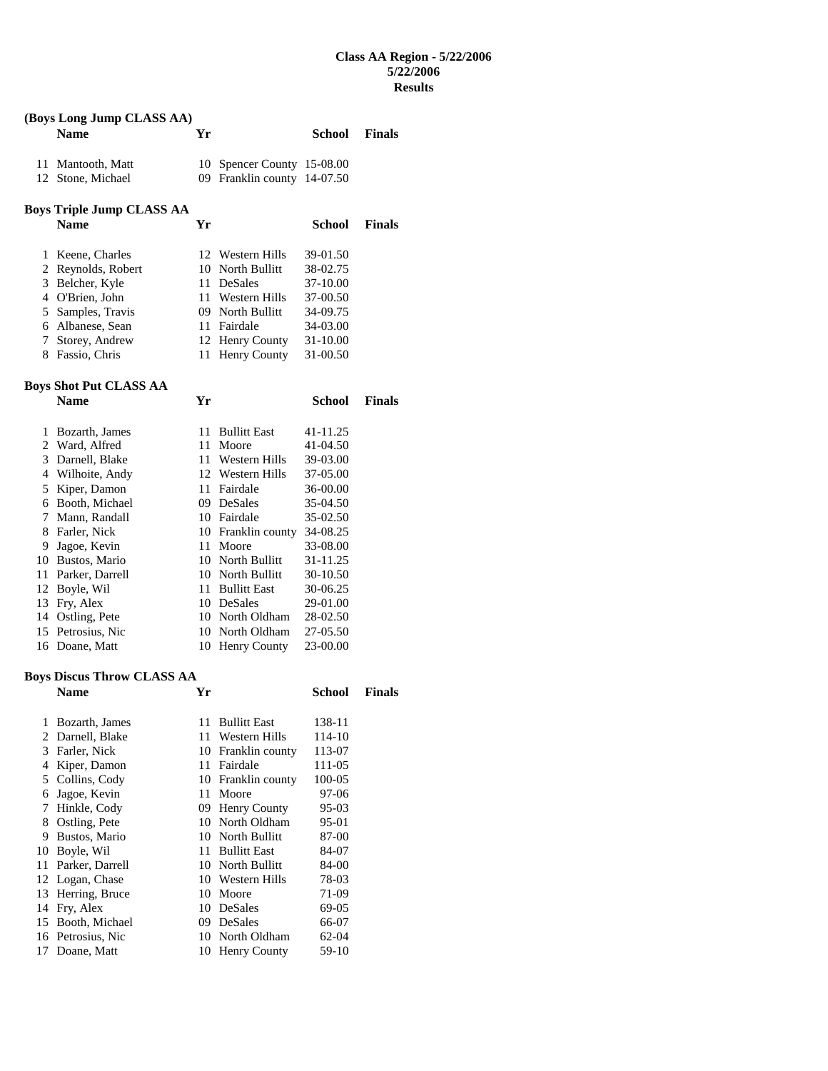**(Boys Long Jump CLASS AA)**

| | Name | Yr | School | Finals |
|---|---|---|---|---|
| 11 | Mantooth, Matt | 10 | Spencer County | 15-08.00 |
| 12 | Stone, Michael | 09 | Franklin county | 14-07.50 |

**Boys Triple Jump CLASS AA**

| | Name | Yr | School | Finals |
|---|---|---|---|---|
| 1 | Keene, Charles | 12 | Western Hills | 39-01.50 |
| 2 | Reynolds, Robert | 10 | North Bullitt | 38-02.75 |
| 3 | Belcher, Kyle | 11 | DeSales | 37-10.00 |
| 4 | O'Brien, John | 11 | Western Hills | 37-00.50 |
| 5 | Samples, Travis | 09 | North Bullitt | 34-09.75 |
| 6 | Albanese, Sean | 11 | Fairdale | 34-03.00 |
| 7 | Storey, Andrew | 12 | Henry County | 31-10.00 |
| 8 | Fassio, Chris | 11 | Henry County | 31-00.50 |

**Boys Shot Put CLASS AA**

| | Name | Yr | School | Finals |
|---|---|---|---|---|
| 1 | Bozarth, James | 11 | Bullitt East | 41-11.25 |
| 2 | Ward, Alfred | 11 | Moore | 41-04.50 |
| 3 | Darnell, Blake | 11 | Western Hills | 39-03.00 |
| 4 | Wilhoite, Andy | 12 | Western Hills | 37-05.00 |
| 5 | Kiper, Damon | 11 | Fairdale | 36-00.00 |
| 6 | Booth, Michael | 09 | DeSales | 35-04.50 |
| 7 | Mann, Randall | 10 | Fairdale | 35-02.50 |
| 8 | Farler, Nick | 10 | Franklin county | 34-08.25 |
| 9 | Jagoe, Kevin | 11 | Moore | 33-08.00 |
| 10 | Bustos, Mario | 10 | North Bullitt | 31-11.25 |
| 11 | Parker, Darrell | 10 | North Bullitt | 30-10.50 |
| 12 | Boyle, Wil | 11 | Bullitt East | 30-06.25 |
| 13 | Fry, Alex | 10 | DeSales | 29-01.00 |
| 14 | Ostling, Pete | 10 | North Oldham | 28-02.50 |
| 15 | Petrosius, Nic | 10 | North Oldham | 27-05.50 |
| 16 | Doane, Matt | 10 | Henry County | 23-00.00 |

**Boys Discus Throw CLASS AA**

| | Name | Yr | School | Finals |
|---|---|---|---|---|
| 1 | Bozarth, James | 11 | Bullitt East | 138-11 |
| 2 | Darnell, Blake | 11 | Western Hills | 114-10 |
| 3 | Farler, Nick | 10 | Franklin county | 113-07 |
| 4 | Kiper, Damon | 11 | Fairdale | 111-05 |
| 5 | Collins, Cody | 10 | Franklin county | 100-05 |
| 6 | Jagoe, Kevin | 11 | Moore | 97-06 |
| 7 | Hinkle, Cody | 09 | Henry County | 95-03 |
| 8 | Ostling, Pete | 10 | North Oldham | 95-01 |
| 9 | Bustos, Mario | 10 | North Bullitt | 87-00 |
| 10 | Boyle, Wil | 11 | Bullitt East | 84-07 |
| 11 | Parker, Darrell | 10 | North Bullitt | 84-00 |
| 12 | Logan, Chase | 10 | Western Hills | 78-03 |
| 13 | Herring, Bruce | 10 | Moore | 71-09 |
| 14 | Fry, Alex | 10 | DeSales | 69-05 |
| 15 | Booth, Michael | 09 | DeSales | 66-07 |
| 16 | Petrosius, Nic | 10 | North Oldham | 62-04 |
| 17 | Doane, Matt | 10 | Henry County | 59-10 |